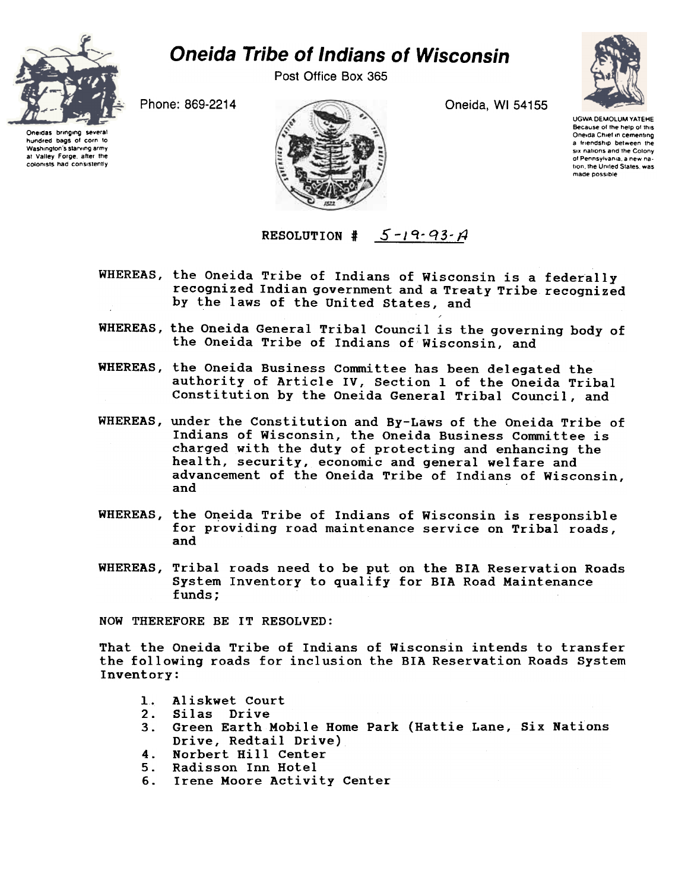# Oneida Tribe of Indians of Wisconsin

Post Office Box 365

Phone: 869-2214

Oneida, WI 54155

Oneidas bringing several hundred bags of corn to Washington's starving army at Valley Forge, after the colonists had consistently

UGWA DEMOLUM YATEHE
Because of the help of this Oneida Chief in cementing a friendship between the six nations and the Colony of Pennsylvania, a new nation, the United States, was made possible

RESOLUTION # 5-19-93-A

WHEREAS, the Oneida Tribe of Indians of Wisconsin is a federally recognized Indian government and a Treaty Tribe recognized by the laws of the United States, and

WHEREAS, the Oneida General Tribal Council is the governing body of the Oneida Tribe of Indians of Wisconsin, and

WHEREAS, the Oneida Business Committee has been delegated the authority of Article IV, Section 1 of the Oneida Tribal Constitution by the Oneida General Tribal Council, and

WHEREAS, under the Constitution and By-Laws of the Oneida Tribe of Indians of Wisconsin, the Oneida Business Committee is charged with the duty of protecting and enhancing the health, security, economic and general welfare and advancement of the Oneida Tribe of Indians of Wisconsin, and

WHEREAS, the Oneida Tribe of Indians of Wisconsin is responsible for providing road maintenance service on Tribal roads, and

WHEREAS, Tribal roads need to be put on the BIA Reservation Roads System Inventory to qualify for BIA Road Maintenance funds;

NOW THEREFORE BE IT RESOLVED:

That the Oneida Tribe of Indians of Wisconsin intends to transfer the following roads for inclusion the BIA Reservation Roads System Inventory:

1. Aliskwet Court
2. Silas Drive
3. Green Earth Mobile Home Park (Hattie Lane, Six Nations Drive, Redtail Drive)
4. Norbert Hill Center
5. Radisson Inn Hotel
6. Irene Moore Activity Center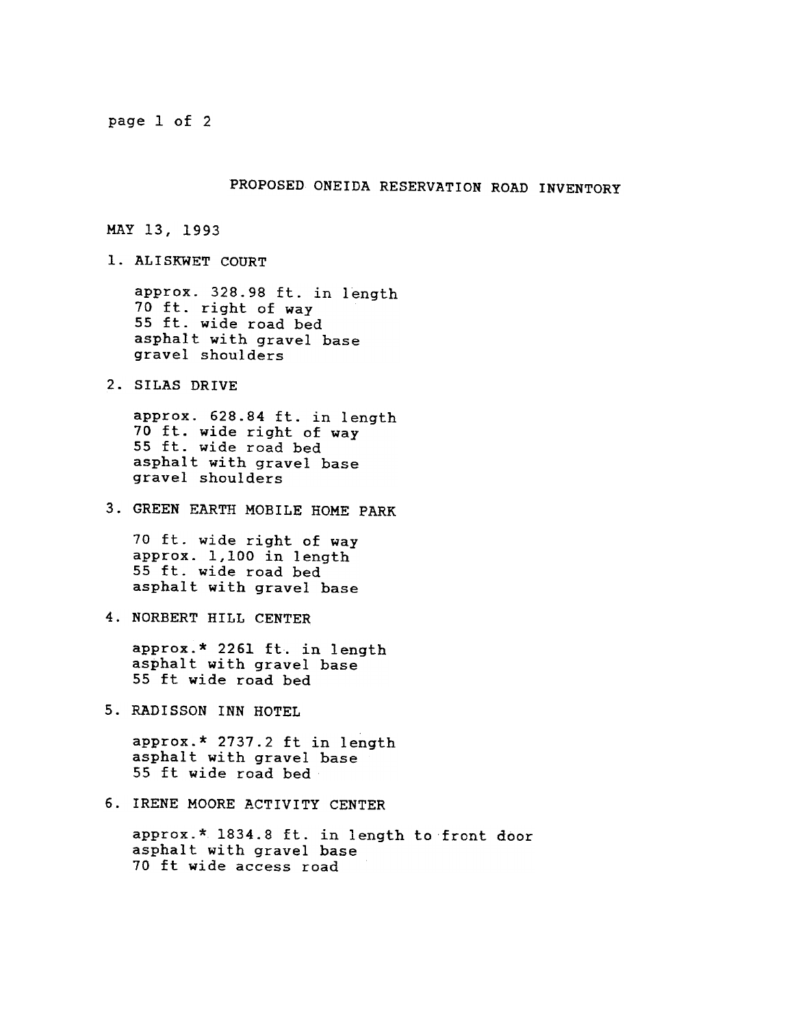# PROPOSED ONEIDA RESERVATION ROAD INVENTORY

MAY 13, 1993

1. ALISKWET COURT

   approx. 328.98 ft. in length
   70 ft. right of way
   55 ft. wide road bed
   asphalt with gravel base
   gravel shoulders

2. SILAS DRIVE

   approx. 628.84 ft. in length
   70 ft. wide right of way
   55 ft. wide road bed
   asphalt with gravel base
   gravel shoulders

3. GREEN EARTH MOBILE HOME PARK

   70 ft. wide right of way
   approx. 1,100 in length
   55 ft. wide road bed
   asphalt with gravel base

4. NORBERT HILL CENTER

   approx.* 2261 ft. in length
   asphalt with gravel base
   55 ft wide road bed

5. RADISSON INN HOTEL

   approx.* 2737.2 ft in length
   asphalt with gravel base
   55 ft wide road bed

6. IRENE MOORE ACTIVITY CENTER

   approx.* 1834.8 ft. in length to front door
   asphalt with gravel base
   70 ft wide access road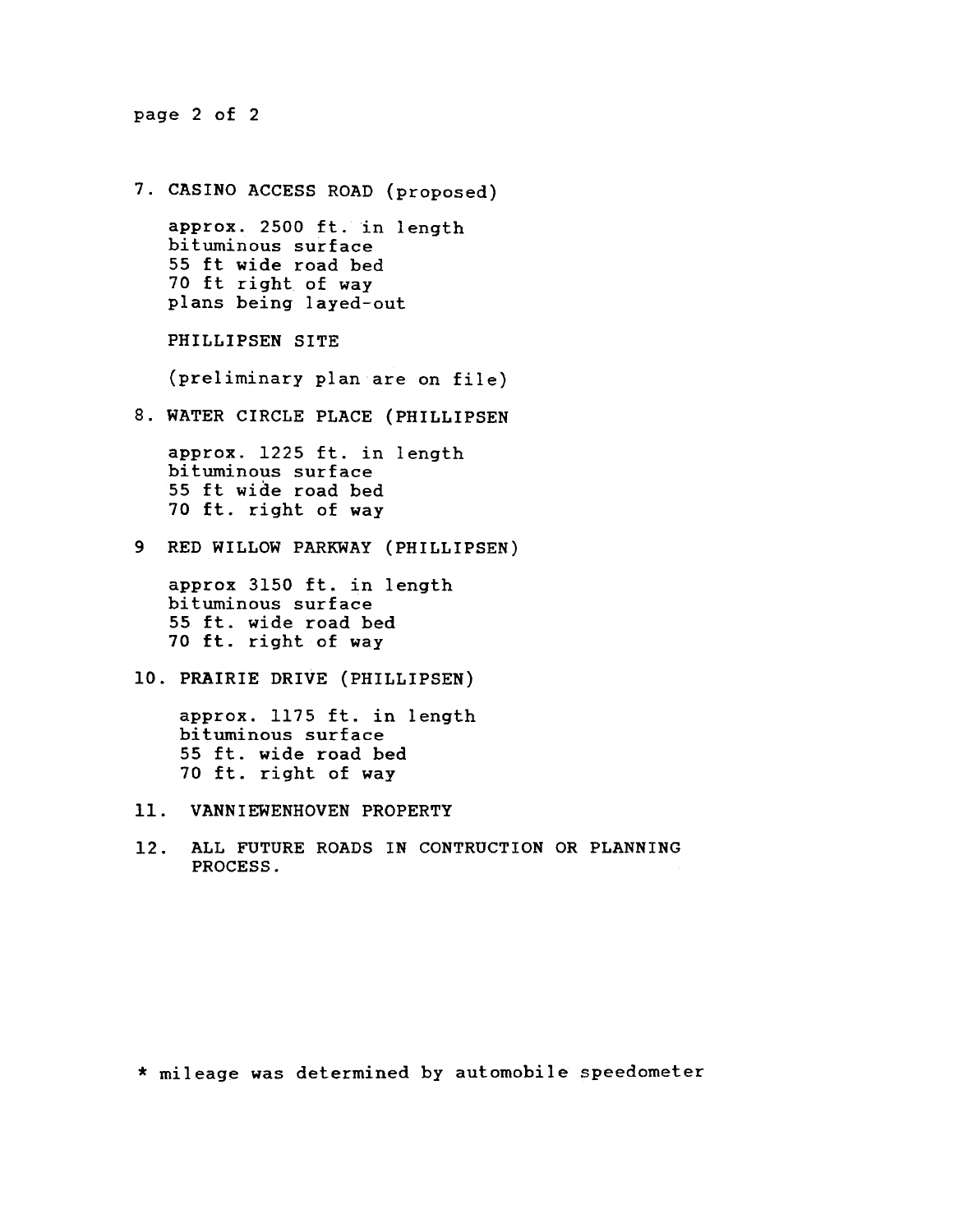7. CASINO ACCESS ROAD (proposed)

   approx. 2500 ft. in length
   bituminous surface
   55 ft wide road bed
   70 ft right of way
   plans being layed-out

   PHILLIPSEN SITE

   (preliminary plan are on file)

8. WATER CIRCLE PLACE (PHILLIPSEN

   approx. 1225 ft. in length
   bituminous surface
   55 ft wide road bed
   70 ft. right of way

9 RED WILLOW PARKWAY (PHILLIPSEN)

   approx 3150 ft. in length
   bituminous surface
   55 ft. wide road bed
   70 ft. right of way

10. PRAIRIE DRIVE (PHILLIPSEN)

    approx. 1175 ft. in length
    bituminous surface
    55 ft. wide road bed
    70 ft. right of way

11. VANNIEWENHOVEN PROPERTY

12. ALL FUTURE ROADS IN CONTRUCTION OR PLANNING PROCESS.

* mileage was determined by automobile speedometer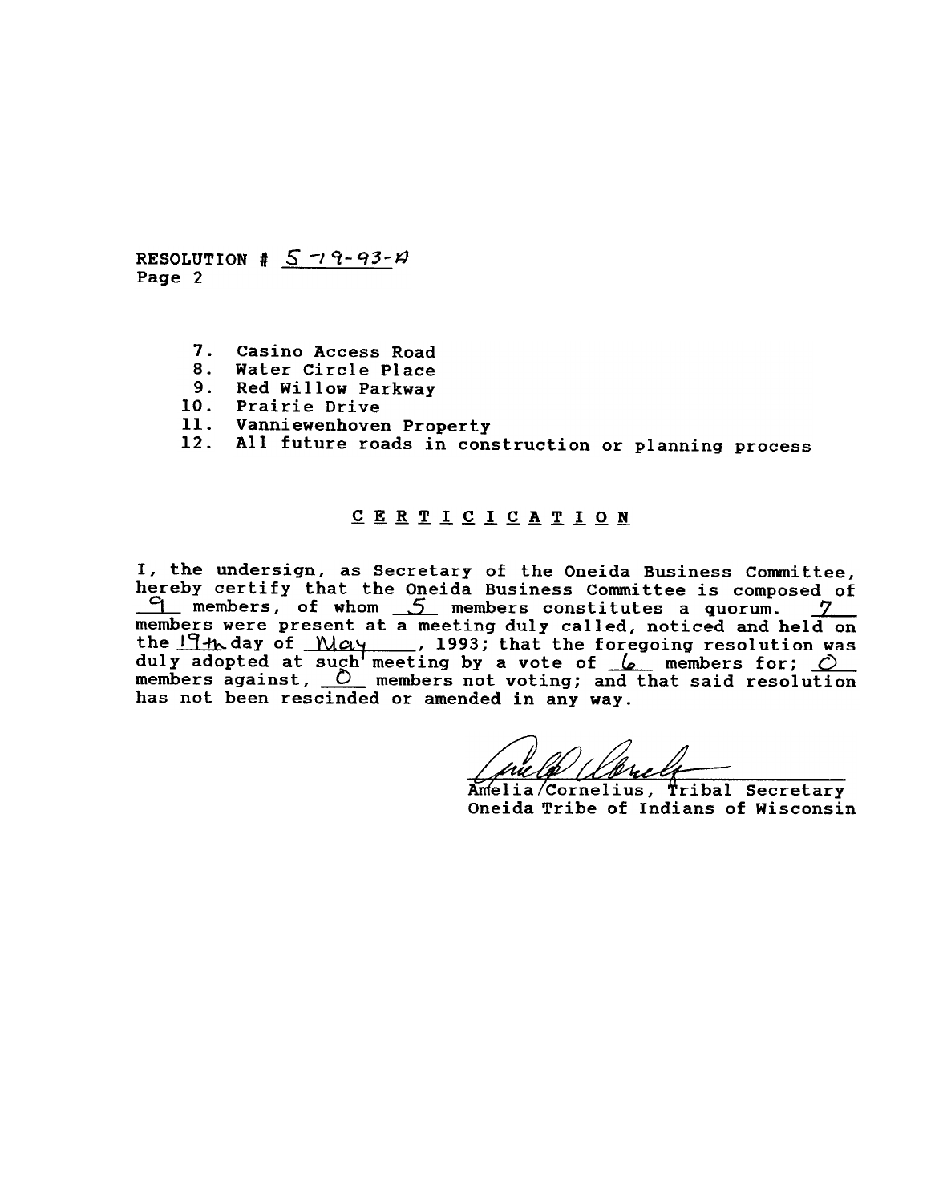RESOLUTION # 5-19-93-A
Page 2

7. Casino Access Road
8. Water Circle Place
9. Red Willow Parkway
10. Prairie Drive
11. Vanniewenhoven Property
12. All future roads in construction or planning process

## C E R T I C I C A T I O N

I, the undersign, as Secretary of the Oneida Business Committee, hereby certify that the Oneida Business Committee is composed of 9 members, of whom 5 members constitutes a quorum. 7 members were present at a meeting duly called, noticed and held on the 19th day of May, 1993; that the foregoing resolution was duly adopted at such meeting by a vote of 6 members for; 0 members against, 0 members not voting; and that said resolution has not been rescinded or amended in any way.

Amelia Cornelius, Tribal Secretary
Oneida Tribe of Indians of Wisconsin